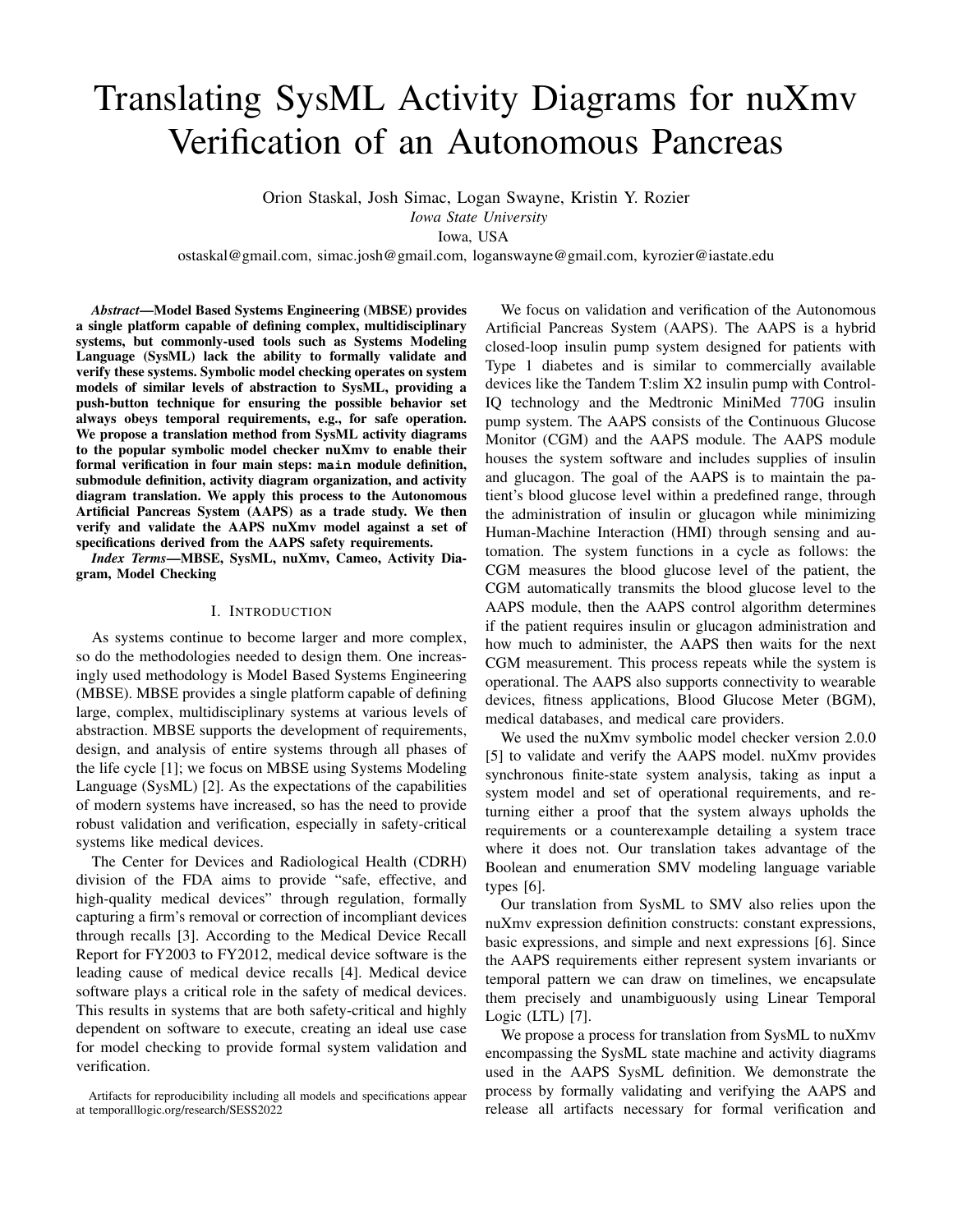# Translating SysML Activity Diagrams for nuXmv Verification of an Autonomous Pancreas

Orion Staskal, Josh Simac, Logan Swayne, Kristin Y. Rozier

*Iowa State University*

Iowa, USA

ostaskal@gmail.com, simac.josh@gmail.com, loganswayne@gmail.com, kyrozier@iastate.edu

***Abstract*—Model Based Systems Engineering (MBSE) provides a single platform capable of defining complex, multidisciplinary systems, but commonly-used tools such as Systems Modeling Language (SysML) lack the ability to formally validate and verify these systems. Symbolic model checking operates on system models of similar levels of abstraction to SysML, providing a push-button technique for ensuring the possible behavior set always obeys temporal requirements, e.g., for safe operation. We propose a translation method from SysML activity diagrams to the popular symbolic model checker nuXmv to enable their formal verification in four main steps: `main` module definition, submodule definition, activity diagram organization, and activity diagram translation. We apply this process to the Autonomous Artificial Pancreas System (AAPS) as a trade study. We then verify and validate the AAPS nuXmv model against a set of specifications derived from the AAPS safety requirements.**

***Index Terms*—MBSE, SysML, nuXmv, Cameo, Activity Diagram, Model Checking**

## I. Introduction

As systems continue to become larger and more complex, so do the methodologies needed to design them. One increasingly used methodology is Model Based Systems Engineering (MBSE). MBSE provides a single platform capable of defining large, complex, multidisciplinary systems at various levels of abstraction. MBSE supports the development of requirements, design, and analysis of entire systems through all phases of the life cycle [1]; we focus on MBSE using Systems Modeling Language (SysML) [2]. As the expectations of the capabilities of modern systems have increased, so has the need to provide robust validation and verification, especially in safety-critical systems like medical devices.

The Center for Devices and Radiological Health (CDRH) division of the FDA aims to provide "safe, effective, and high-quality medical devices" through regulation, formally capturing a firm's removal or correction of incompliant devices through recalls [3]. According to the Medical Device Recall Report for FY2003 to FY2012, medical device software is the leading cause of medical device recalls [4]. Medical device software plays a critical role in the safety of medical devices. This results in systems that are both safety-critical and highly dependent on software to execute, creating an ideal use case for model checking to provide formal system validation and verification.

We focus on validation and verification of the Autonomous Artificial Pancreas System (AAPS). The AAPS is a hybrid closed-loop insulin pump system designed for patients with Type 1 diabetes and is similar to commercially available devices like the Tandem T:slim X2 insulin pump with Control-IQ technology and the Medtronic MiniMed 770G insulin pump system. The AAPS consists of the Continuous Glucose Monitor (CGM) and the AAPS module. The AAPS module houses the system software and includes supplies of insulin and glucagon. The goal of the AAPS is to maintain the patient's blood glucose level within a predefined range, through the administration of insulin or glucagon while minimizing Human-Machine Interaction (HMI) through sensing and automation. The system functions in a cycle as follows: the CGM measures the blood glucose level of the patient, the CGM automatically transmits the blood glucose level to the AAPS module, then the AAPS control algorithm determines if the patient requires insulin or glucagon administration and how much to administer, the AAPS then waits for the next CGM measurement. This process repeats while the system is operational. The AAPS also supports connectivity to wearable devices, fitness applications, Blood Glucose Meter (BGM), medical databases, and medical care providers.

We used the nuXmv symbolic model checker version 2.0.0 [5] to validate and verify the AAPS model. nuXmv provides synchronous finite-state system analysis, taking as input a system model and set of operational requirements, and returning either a proof that the system always upholds the requirements or a counterexample detailing a system trace where it does not. Our translation takes advantage of the Boolean and enumeration SMV modeling language variable types [6].

Our translation from SysML to SMV also relies upon the nuXmv expression definition constructs: constant expressions, basic expressions, and simple and next expressions [6]. Since the AAPS requirements either represent system invariants or temporal pattern we can draw on timelines, we encapsulate them precisely and unambiguously using Linear Temporal Logic (LTL) [7].

We propose a process for translation from SysML to nuXmv encompassing the SysML state machine and activity diagrams used in the AAPS SysML definition. We demonstrate the process by formally validating and verifying the AAPS and release all artifacts necessary for formal verification and

Artifacts for reproducibility including all models and specifications appear at temporallogic.org/research/SESS2022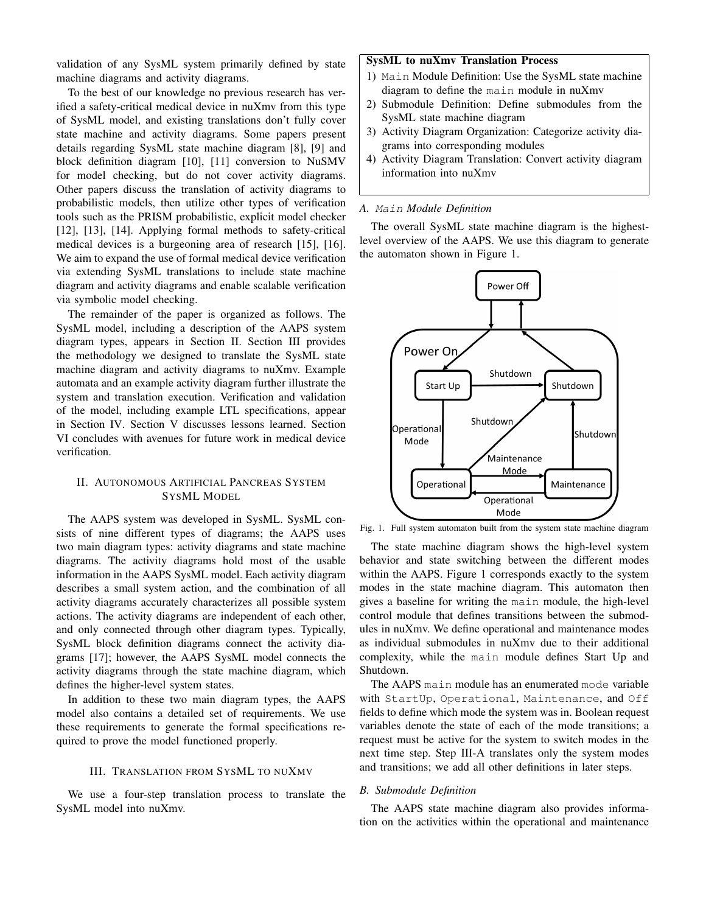validation of any SysML system primarily defined by state machine diagrams and activity diagrams.

To the best of our knowledge no previous research has verified a safety-critical medical device in nuXmv from this type of SysML model, and existing translations don't fully cover state machine and activity diagrams. Some papers present details regarding SysML state machine diagram [8], [9] and block definition diagram [10], [11] conversion to NuSMV for model checking, but do not cover activity diagrams. Other papers discuss the translation of activity diagrams to probabilistic models, then utilize other types of verification tools such as the PRISM probabilistic, explicit model checker [12], [13], [14]. Applying formal methods to safety-critical medical devices is a burgeoning area of research [15], [16]. We aim to expand the use of formal medical device verification via extending SysML translations to include state machine diagram and activity diagrams and enable scalable verification via symbolic model checking.

The remainder of the paper is organized as follows. The SysML model, including a description of the AAPS system diagram types, appears in Section II. Section III provides the methodology we designed to translate the SysML state machine diagram and activity diagrams to nuXmv. Example automata and an example activity diagram further illustrate the system and translation execution. Verification and validation of the model, including example LTL specifications, appear in Section IV. Section V discusses lessons learned. Section VI concludes with avenues for future work in medical device verification.

## II. Autonomous Artificial Pancreas System SysML Model

The AAPS system was developed in SysML. SysML consists of nine different types of diagrams; the AAPS uses two main diagram types: activity diagrams and state machine diagrams. The activity diagrams hold most of the usable information in the AAPS SysML model. Each activity diagram describes a small system action, and the combination of all activity diagrams accurately characterizes all possible system actions. The activity diagrams are independent of each other, and only connected through other diagram types. Typically, SysML block definition diagrams connect the activity diagrams [17]; however, the AAPS SysML model connects the activity diagrams through the state machine diagram, which defines the higher-level system states.

In addition to these two main diagram types, the AAPS model also contains a detailed set of requirements. We use these requirements to generate the formal specifications required to prove the model functioned properly.

## III. Translation from SysML to nuXmv

We use a four-step translation process to translate the SysML model into nuXmv.

**SysML to nuXmv Translation Process**

1) `Main` Module Definition: Use the SysML state machine diagram to define the `main` module in nuXmv
2) Submodule Definition: Define submodules from the SysML state machine diagram
3) Activity Diagram Organization: Categorize activity diagrams into corresponding modules
4) Activity Diagram Translation: Convert activity diagram information into nuXmv

### A. `Main` Module Definition

The overall SysML state machine diagram is the highest-level overview of the AAPS. We use this diagram to generate the automaton shown in Figure 1.

Fig. 1. Full system automaton built from the system state machine diagram

The state machine diagram shows the high-level system behavior and state switching between the different modes within the AAPS. Figure 1 corresponds exactly to the system modes in the state machine diagram. This automaton then gives a baseline for writing the `main` module, the high-level control module that defines transitions between the submodules in nuXmv. We define operational and maintenance modes as individual submodules in nuXmv due to their additional complexity, while the `main` module defines Start Up and Shutdown.

The AAPS `main` module has an enumerated `mode` variable with `StartUp`, `Operational`, `Maintenance`, and `Off` fields to define which mode the system was in. Boolean request variables denote the state of each of the mode transitions; a request must be active for the system to switch modes in the next time step. Step III-A translates only the system modes and transitions; we add all other definitions in later steps.

### B. Submodule Definition

The AAPS state machine diagram also provides information on the activities within the operational and maintenance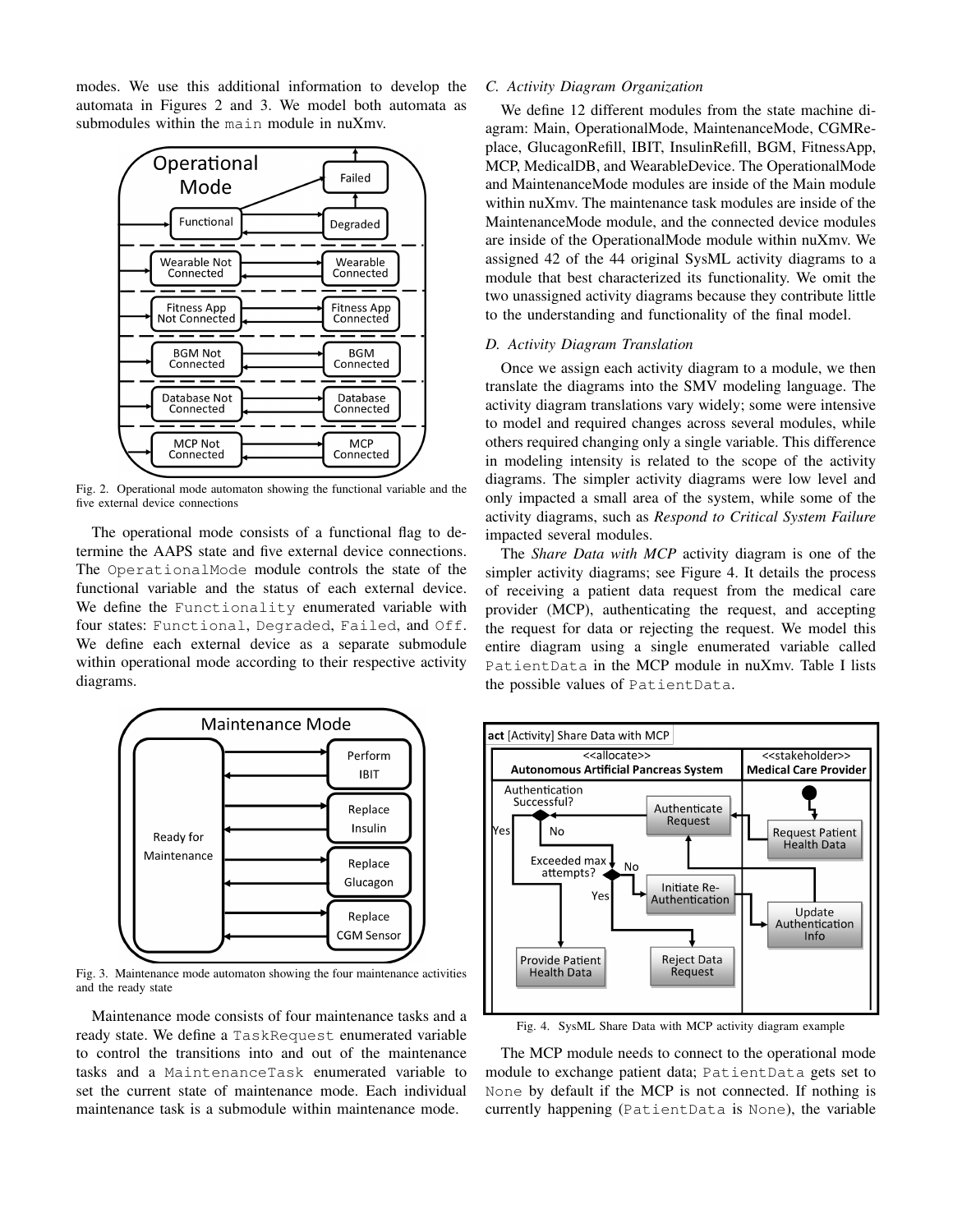modes. We use this additional information to develop the automata in Figures 2 and 3. We model both automata as submodules within the main module in nuXmv.

Fig. 2. Operational mode automaton showing the functional variable and the five external device connections

The operational mode consists of a functional flag to determine the AAPS state and five external device connections. The OperationalMode module controls the state of the functional variable and the status of each external device. We define the Functionality enumerated variable with four states: Functional, Degraded, Failed, and Off. We define each external device as a separate submodule within operational mode according to their respective activity diagrams.

Fig. 3. Maintenance mode automaton showing the four maintenance activities and the ready state

Maintenance mode consists of four maintenance tasks and a ready state. We define a TaskRequest enumerated variable to control the transitions into and out of the maintenance tasks and a MaintenanceTask enumerated variable to set the current state of maintenance mode. Each individual maintenance task is a submodule within maintenance mode.

### C. Activity Diagram Organization

We define 12 different modules from the state machine diagram: Main, OperationalMode, MaintenanceMode, CGMReplace, GlucagonRefill, IBIT, InsulinRefill, BGM, FitnessApp, MCP, MedicalDB, and WearableDevice. The OperationalMode and MaintenanceMode modules are inside of the Main module within nuXmv. The maintenance task modules are inside of the MaintenanceMode module, and the connected device modules are inside of the OperationalMode module within nuXmv. We assigned 42 of the 44 original SysML activity diagrams to a module that best characterized its functionality. We omit the two unassigned activity diagrams because they contribute little to the understanding and functionality of the final model.

### D. Activity Diagram Translation

Once we assign each activity diagram to a module, we then translate the diagrams into the SMV modeling language. The activity diagram translations vary widely; some were intensive to model and required changes across several modules, while others required changing only a single variable. This difference in modeling intensity is related to the scope of the activity diagrams. The simpler activity diagrams were low level and only impacted a small area of the system, while some of the activity diagrams, such as *Respond to Critical System Failure* impacted several modules.

The *Share Data with MCP* activity diagram is one of the simpler activity diagrams; see Figure 4. It details the process of receiving a patient data request from the medical care provider (MCP), authenticating the request, and accepting the request for data or rejecting the request. We model this entire diagram using a single enumerated variable called PatientData in the MCP module in nuXmv. Table I lists the possible values of PatientData.

Fig. 4. SysML Share Data with MCP activity diagram example

The MCP module needs to connect to the operational mode module to exchange patient data; PatientData gets set to None by default if the MCP is not connected. If nothing is currently happening (PatientData is None), the variable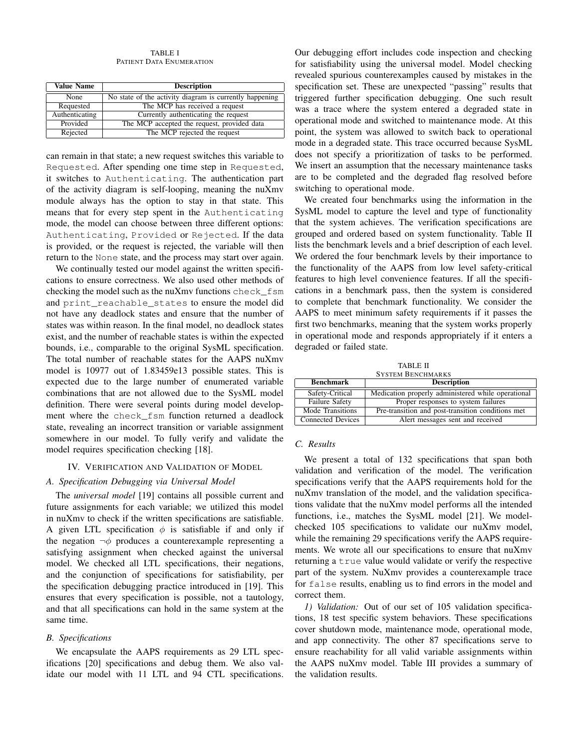TABLE I
PATIENT DATA ENUMERATION

| Value Name | Description |
|---|---|
| None | No state of the activity diagram is currently happening |
| Requested | The MCP has received a request |
| Authenticating | Currently authenticating the request |
| Provided | The MCP accepted the request, provided data |
| Rejected | The MCP rejected the request |

can remain in that state; a new request switches this variable to `Requested`. After spending one time step in `Requested`, it switches to `Authenticating`. The authentication part of the activity diagram is self-looping, meaning the nuXmv module always has the option to stay in that state. This means that for every step spent in the `Authenticating` mode, the model can choose between three different options: `Authenticating`, `Provided` or `Rejected`. If the data is provided, or the request is rejected, the variable will then return to the `None` state, and the process may start over again.

We continually tested our model against the written specifications to ensure correctness. We also used other methods of checking the model such as the nuXmv functions `check_fsm` and `print_reachable_states` to ensure the model did not have any deadlock states and ensure that the number of states was within reason. In the final model, no deadlock states exist, and the number of reachable states is within the expected bounds, i.e., comparable to the original SysML specification. The total number of reachable states for the AAPS nuXmv model is 10977 out of 1.83459e13 possible states. This is expected due to the large number of enumerated variable combinations that are not allowed due to the SysML model definition. There were several points during model development where the `check_fsm` function returned a deadlock state, revealing an incorrect transition or variable assignment somewhere in our model. To fully verify and validate the model requires specification checking [18].

## IV. Verification and Validation of Model

### A. Specification Debugging via Universal Model

The *universal model* [19] contains all possible current and future assignments for each variable; we utilized this model in nuXmv to check if the written specifications are satisfiable. A given LTL specification $\phi$ is satisfiable if and only if the negation $\neg\phi$ produces a counterexample representing a satisfying assignment when checked against the universal model. We checked all LTL specifications, their negations, and the conjunction of specifications for satisfiability, per the specification debugging practice introduced in [19]. This ensures that every specification is possible, not a tautology, and that all specifications can hold in the same system at the same time.

### B. Specifications

We encapsulate the AAPS requirements as 29 LTL specifications [20] specifications and debug them. We also validate our model with 11 LTL and 94 CTL specifications. Our debugging effort includes code inspection and checking for satisfiability using the universal model. Model checking revealed spurious counterexamples caused by mistakes in the specification set. These are unexpected "passing" results that triggered further specification debugging. One such result was a trace where the system entered a degraded state in operational mode and switched to maintenance mode. At this point, the system was allowed to switch back to operational mode in a degraded state. This trace occurred because SysML does not specify a prioritization of tasks to be performed. We insert an assumption that the necessary maintenance tasks are to be completed and the degraded flag resolved before switching to operational mode.

We created four benchmarks using the information in the SysML model to capture the level and type of functionality that the system achieves. The verification specifications are grouped and ordered based on system functionality. Table II lists the benchmark levels and a brief description of each level. We ordered the four benchmark levels by their importance to the functionality of the AAPS from low level safety-critical features to high level convenience features. If all the specifications in a benchmark pass, then the system is considered to complete that benchmark functionality. We consider the AAPS to meet minimum safety requirements if it passes the first two benchmarks, meaning that the system works properly in operational mode and responds appropriately if it enters a degraded or failed state.

TABLE II
SYSTEM BENCHMARKS

| Benchmark | Description |
|---|---|
| Safety-Critical | Medication properly administered while operational |
| Failure Safety | Proper responses to system failures |
| Mode Transitions | Pre-transition and post-transition conditions met |
| Connected Devices | Alert messages sent and received |

### C. Results

We present a total of 132 specifications that span both validation and verification of the model. The verification specifications verify that the AAPS requirements hold for the nuXmv translation of the model, and the validation specifications validate that the nuXmv model performs all the intended functions, i.e., matches the SysML model [21]. We model-checked 105 specifications to validate our nuXmv model, while the remaining 29 specifications verify the AAPS requirements. We wrote all our specifications to ensure that nuXmv returning a `true` value would validate or verify the respective part of the system. NuXmv provides a counterexample trace for `false` results, enabling us to find errors in the model and correct them.

*1) Validation:* Out of our set of 105 validation specifications, 18 test specific system behaviors. These specifications cover shutdown mode, maintenance mode, operational mode, and app connectivity. The other 87 specifications serve to ensure reachability for all valid variable assignments within the AAPS nuXmv model. Table III provides a summary of the validation results.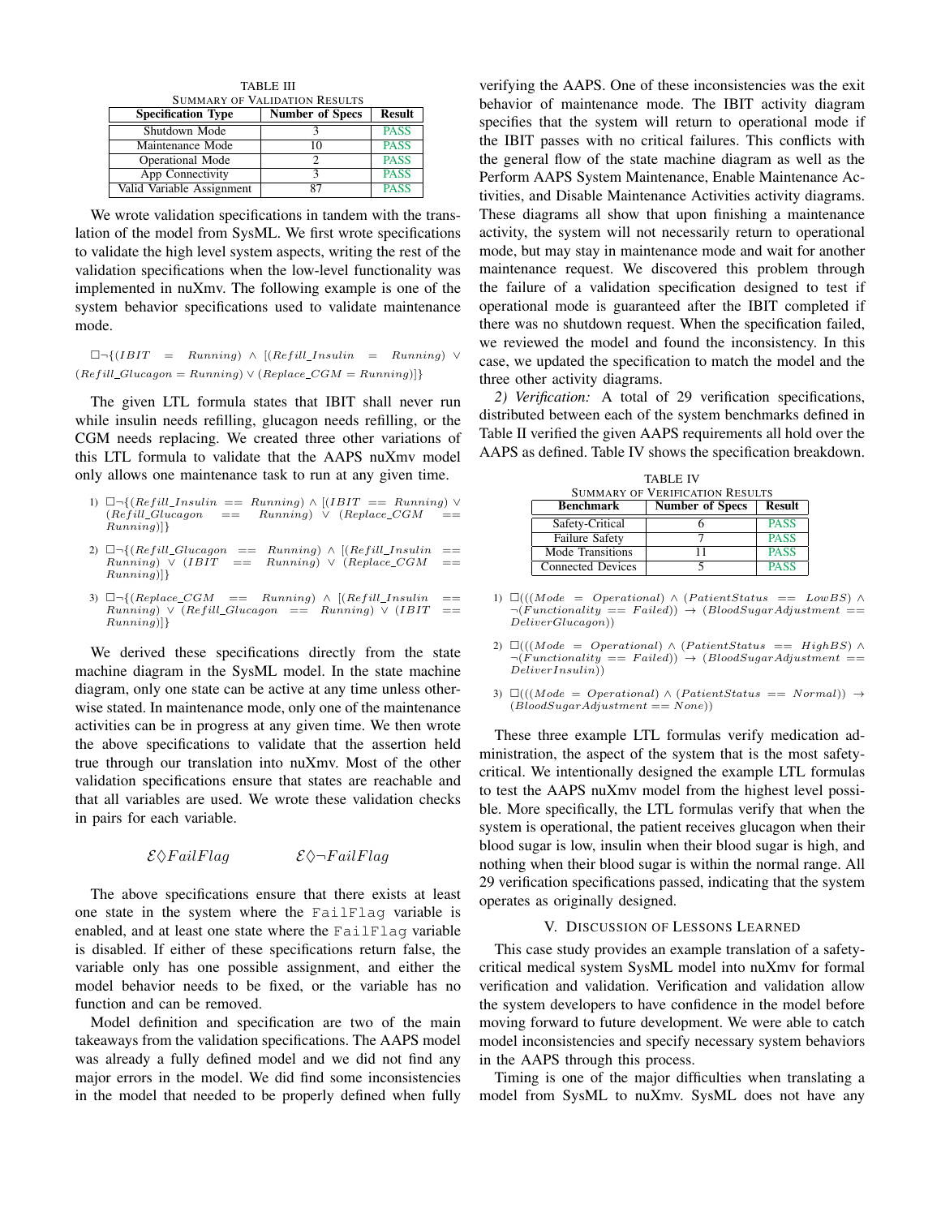TABLE III
SUMMARY OF VALIDATION RESULTS

| Specification Type | Number of Specs | Result |
|---|---|---|
| Shutdown Mode | 3 | PASS |
| Maintenance Mode | 10 | PASS |
| Operational Mode | 2 | PASS |
| App Connectivity | 3 | PASS |
| Valid Variable Assignment | 87 | PASS |

We wrote validation specifications in tandem with the translation of the model from SysML. We first wrote specifications to validate the high level system aspects, writing the rest of the validation specifications when the low-level functionality was implemented in nuXmv. The following example is one of the system behavior specifications used to validate maintenance mode.

$$\Box\neg\{(IBIT = Running) \wedge [(Refill\_Insulin = Running) \vee (Refill\_Glucagon = Running) \vee (Replace\_CGM = Running)]\}$$

The given LTL formula states that IBIT shall never run while insulin needs refilling, glucagon needs refilling, or the CGM needs replacing. We created three other variations of this LTL formula to validate that the AAPS nuXmv model only allows one maintenance task to run at any given time.

1) $\Box\neg\{(Refill\_Insulin == Running) \wedge [(IBIT == Running) \vee (Refill\_Glucagon == Running) \vee (Replace\_CGM == Running)]\}$
2) $\Box\neg\{(Refill\_Glucagon == Running) \wedge [(Refill\_Insulin == Running) \vee (IBIT == Running) \vee (Replace\_CGM == Running)]\}$
3) $\Box\neg\{(Replace\_CGM == Running) \wedge [(Refill\_Insulin == Running) \vee (Refill\_Glucagon == Running) \vee (IBIT == Running)]\}$

We derived these specifications directly from the state machine diagram in the SysML model. In the state machine diagram, only one state can be active at any time unless otherwise stated. In maintenance mode, only one of the maintenance activities can be in progress at any given time. We then wrote the above specifications to validate that the assertion held true through our translation into nuXmv. Most of the other validation specifications ensure that states are reachable and that all variables are used. We wrote these validation checks in pairs for each variable.

$$\mathcal{E}\Diamond FailFlag \qquad\qquad \mathcal{E}\Diamond\neg FailFlag$$

The above specifications ensure that there exists at least one state in the system where the `FailFlag` variable is enabled, and at least one state where the `FailFlag` variable is disabled. If either of these specifications return false, the variable only has one possible assignment, and either the model behavior needs to be fixed, or the variable has no function and can be removed.

Model definition and specification are two of the main takeaways from the validation specifications. The AAPS model was already a fully defined model and we did not find any major errors in the model. We did find some inconsistencies in the model that needed to be properly defined when fully verifying the AAPS. One of these inconsistencies was the exit behavior of maintenance mode. The IBIT activity diagram specifies that the system will return to operational mode if the IBIT passes with no critical failures. This conflicts with the general flow of the state machine diagram as well as the Perform AAPS System Maintenance, Enable Maintenance Activities, and Disable Maintenance Activities activity diagrams. These diagrams all show that upon finishing a maintenance activity, the system will not necessarily return to operational mode, but may stay in maintenance mode and wait for another maintenance request. We discovered this problem through the failure of a validation specification designed to test if operational mode is guaranteed after the IBIT completed if there was no shutdown request. When the specification failed, we reviewed the model and found the inconsistency. In this case, we updated the specification to match the model and the three other activity diagrams.

*2) Verification:* A total of 29 verification specifications, distributed between each of the system benchmarks defined in Table II verified the given AAPS requirements all hold over the AAPS as defined. Table IV shows the specification breakdown.

TABLE IV
SUMMARY OF VERIFICATION RESULTS

| Benchmark | Number of Specs | Result |
|---|---|---|
| Safety-Critical | 6 | PASS |
| Failure Safety | 7 | PASS |
| Mode Transitions | 11 | PASS |
| Connected Devices | 5 | PASS |

1) $\Box(((Mode = Operational) \wedge (PatientStatus == LowBS) \wedge \neg(Functionality == Failed)) \rightarrow (BloodSugarAdjustment == DeliverGlucagon))$
2) $\Box(((Mode = Operational) \wedge (PatientStatus == HighBS) \wedge \neg(Functionality == Failed)) \rightarrow (BloodSugarAdjustment == DeliverInsulin))$
3) $\Box(((Mode = Operational) \wedge (PatientStatus == Normal)) \rightarrow (BloodSugarAdjustment == None))$

These three example LTL formulas verify medication administration, the aspect of the system that is the most safety-critical. We intentionally designed the example LTL formulas to test the AAPS nuXmv model from the highest level possible. More specifically, the LTL formulas verify that when the system is operational, the patient receives glucagon when their blood sugar is low, insulin when their blood sugar is high, and nothing when their blood sugar is within the normal range. All 29 verification specifications passed, indicating that the system operates as originally designed.

## V. DISCUSSION OF LESSONS LEARNED

This case study provides an example translation of a safety-critical medical system SysML model into nuXmv for formal verification and validation. Verification and validation allow the system developers to have confidence in the model before moving forward to future development. We were able to catch model inconsistencies and specify necessary system behaviors in the AAPS through this process.

Timing is one of the major difficulties when translating a model from SysML to nuXmv. SysML does not have any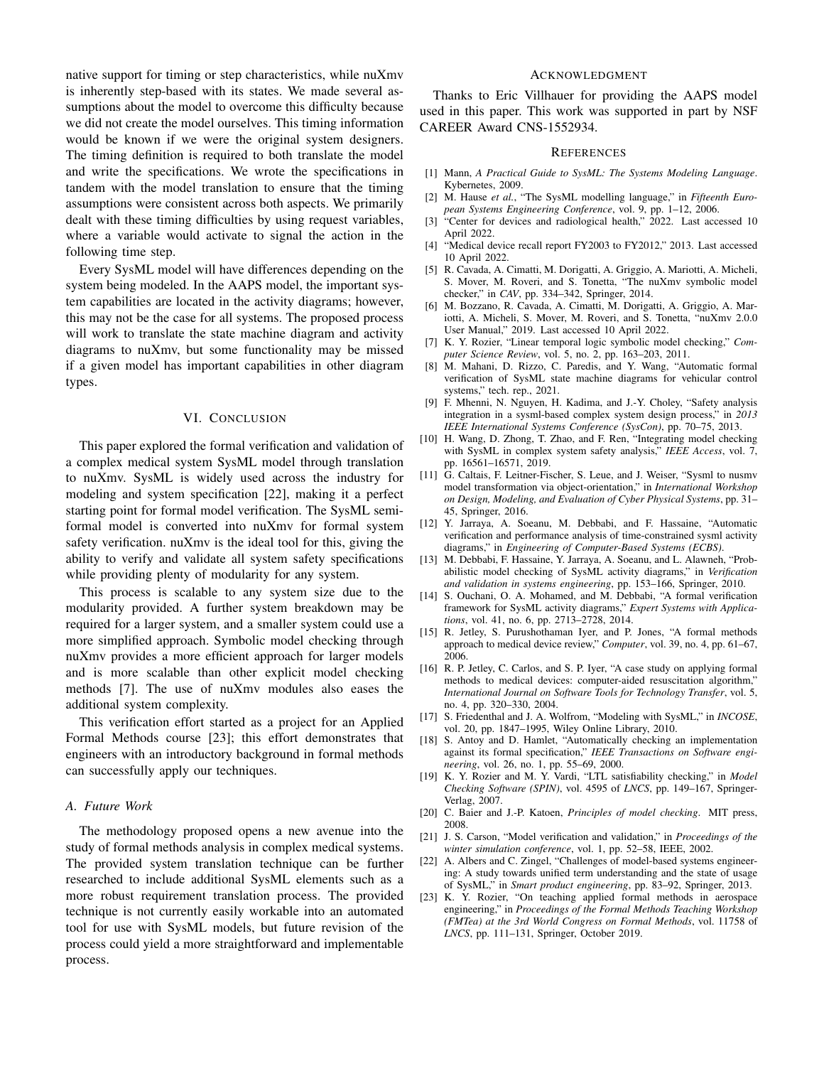native support for timing or step characteristics, while nuXmv is inherently step-based with its states. We made several assumptions about the model to overcome this difficulty because we did not create the model ourselves. This timing information would be known if we were the original system designers. The timing definition is required to both translate the model and write the specifications. We wrote the specifications in tandem with the model translation to ensure that the timing assumptions were consistent across both aspects. We primarily dealt with these timing difficulties by using request variables, where a variable would activate to signal the action in the following time step.

Every SysML model will have differences depending on the system being modeled. In the AAPS model, the important system capabilities are located in the activity diagrams; however, this may not be the case for all systems. The proposed process will work to translate the state machine diagram and activity diagrams to nuXmv, but some functionality may be missed if a given model has important capabilities in other diagram types.

## VI. Conclusion

This paper explored the formal verification and validation of a complex medical system SysML model through translation to nuXmv. SysML is widely used across the industry for modeling and system specification [22], making it a perfect starting point for formal model verification. The SysML semi-formal model is converted into nuXmv for formal system safety verification. nuXmv is the ideal tool for this, giving the ability to verify and validate all system safety specifications while providing plenty of modularity for any system.

This process is scalable to any system size due to the modularity provided. A further system breakdown may be required for a larger system, and a smaller system could use a more simplified approach. Symbolic model checking through nuXmv provides a more efficient approach for larger models and is more scalable than other explicit model checking methods [7]. The use of nuXmv modules also eases the additional system complexity.

This verification effort started as a project for an Applied Formal Methods course [23]; this effort demonstrates that engineers with an introductory background in formal methods can successfully apply our techniques.

### A. Future Work

The methodology proposed opens a new avenue into the study of formal methods analysis in complex medical systems. The provided system translation technique can be further researched to include additional SysML elements such as a more robust requirement translation process. The provided technique is not currently easily workable into an automated tool for use with SysML models, but future revision of the process could yield a more straightforward and implementable process.

## Acknowledgment

Thanks to Eric Villhauer for providing the AAPS model used in this paper. This work was supported in part by NSF CAREER Award CNS-1552934.

## References

[1] Mann, *A Practical Guide to SysML: The Systems Modeling Language*. Kybernetes, 2009.

[2] M. Hause *et al.*, "The SysML modelling language," in *Fifteenth European Systems Engineering Conference*, vol. 9, pp. 1–12, 2006.

[3] "Center for devices and radiological health," 2022. Last accessed 10 April 2022.

[4] "Medical device recall report FY2003 to FY2012," 2013. Last accessed 10 April 2022.

[5] R. Cavada, A. Cimatti, M. Dorigatti, A. Griggio, A. Mariotti, A. Micheli, S. Mover, M. Roveri, and S. Tonetta, "The nuXmv symbolic model checker," in *CAV*, pp. 334–342, Springer, 2014.

[6] M. Bozzano, R. Cavada, A. Cimatti, M. Dorigatti, A. Griggio, A. Mariotti, A. Micheli, S. Mover, M. Roveri, and S. Tonetta, "nuXmv 2.0.0 User Manual," 2019. Last accessed 10 April 2022.

[7] K. Y. Rozier, "Linear temporal logic symbolic model checking," *Computer Science Review*, vol. 5, no. 2, pp. 163–203, 2011.

[8] M. Mahani, D. Rizzo, C. Paredis, and Y. Wang, "Automatic formal verification of SysML state machine diagrams for vehicular control systems," tech. rep., 2021.

[9] F. Mhenni, N. Nguyen, H. Kadima, and J.-Y. Choley, "Safety analysis integration in a sysml-based complex system design process," in *2013 IEEE International Systems Conference (SysCon)*, pp. 70–75, 2013.

[10] H. Wang, D. Zhong, T. Zhao, and F. Ren, "Integrating model checking with SysML in complex system safety analysis," *IEEE Access*, vol. 7, pp. 16561–16571, 2019.

[11] G. Caltais, F. Leitner-Fischer, S. Leue, and J. Weiser, "Sysml to nusmv model transformation via object-orientation," in *International Workshop on Design, Modeling, and Evaluation of Cyber Physical Systems*, pp. 31–45, Springer, 2016.

[12] Y. Jarraya, A. Soeanu, M. Debbabi, and F. Hassaine, "Automatic verification and performance analysis of time-constrained sysml activity diagrams," in *Engineering of Computer-Based Systems (ECBS)*.

[13] M. Debbabi, F. Hassaine, Y. Jarraya, A. Soeanu, and L. Alawneh, "Probabilistic model checking of SysML activity diagrams," in *Verification and validation in systems engineering*, pp. 153–166, Springer, 2010.

[14] S. Ouchani, O. A. Mohamed, and M. Debbabi, "A formal verification framework for SysML activity diagrams," *Expert Systems with Applications*, vol. 41, no. 6, pp. 2713–2728, 2014.

[15] R. Jetley, S. Purushothaman Iyer, and P. Jones, "A formal methods approach to medical device review," *Computer*, vol. 39, no. 4, pp. 61–67, 2006.

[16] R. P. Jetley, C. Carlos, and S. P. Iyer, "A case study on applying formal methods to medical devices: computer-aided resuscitation algorithm," *International Journal on Software Tools for Technology Transfer*, vol. 5, no. 4, pp. 320–330, 2004.

[17] S. Friedenthal and J. A. Wolfrom, "Modeling with SysML," in *INCOSE*, vol. 20, pp. 1847–1995, Wiley Online Library, 2010.

[18] S. Antoy and D. Hamlet, "Automatically checking an implementation against its formal specification," *IEEE Transactions on Software engineering*, vol. 26, no. 1, pp. 55–69, 2000.

[19] K. Y. Rozier and M. Y. Vardi, "LTL satisfiability checking," in *Model Checking Software (SPIN)*, vol. 4595 of *LNCS*, pp. 149–167, Springer-Verlag, 2007.

[20] C. Baier and J.-P. Katoen, *Principles of model checking*. MIT press, 2008.

[21] J. S. Carson, "Model verification and validation," in *Proceedings of the winter simulation conference*, vol. 1, pp. 52–58, IEEE, 2002.

[22] A. Albers and C. Zingel, "Challenges of model-based systems engineering: A study towards unified term understanding and the state of usage of SysML," in *Smart product engineering*, pp. 83–92, Springer, 2013.

[23] K. Y. Rozier, "On teaching applied formal methods in aerospace engineering," in *Proceedings of the Formal Methods Teaching Workshop (FMTea) at the 3rd World Congress on Formal Methods*, vol. 11758 of *LNCS*, pp. 111–131, Springer, October 2019.